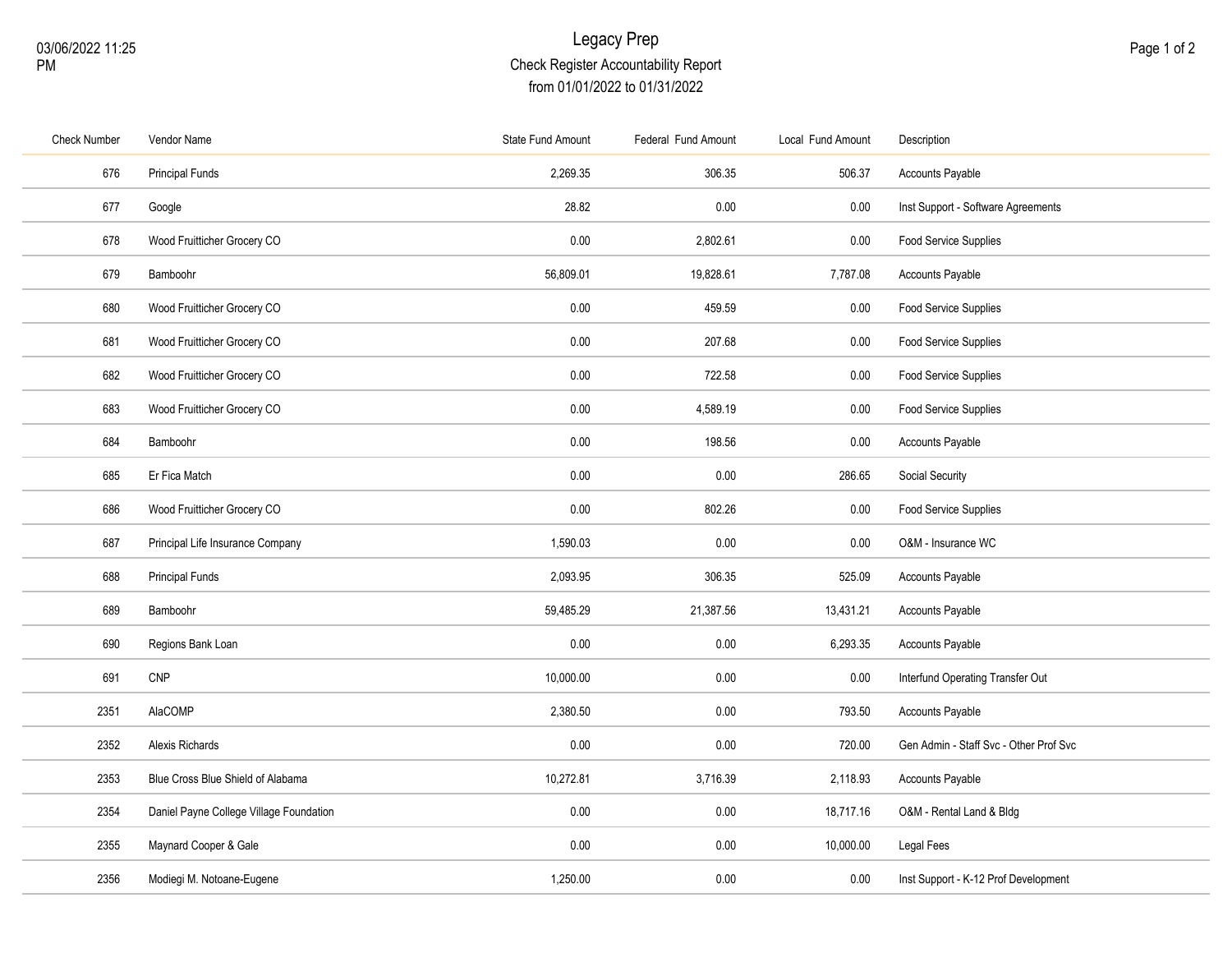# Legacy Prep

## Check Register Accountability Report

from 01/01/2022 to 01/31/2022

03/06/2022 11:25 PM

| Check Number | Vendor Name | State Fund Amount | Federal Fund Amount | Local Fund Amount | Description |
|---|---|---|---|---|---|
| 676 | Principal Funds | 2,269.35 | 306.35 | 506.37 | Accounts Payable |
| 677 | Google | 28.82 | 0.00 | 0.00 | Inst Support - Software Agreements |
| 678 | Wood Fruitticher Grocery CO | 0.00 | 2,802.61 | 0.00 | Food Service Supplies |
| 679 | Bamboohr | 56,809.01 | 19,828.61 | 7,787.08 | Accounts Payable |
| 680 | Wood Fruitticher Grocery CO | 0.00 | 459.59 | 0.00 | Food Service Supplies |
| 681 | Wood Fruitticher Grocery CO | 0.00 | 207.68 | 0.00 | Food Service Supplies |
| 682 | Wood Fruitticher Grocery CO | 0.00 | 722.58 | 0.00 | Food Service Supplies |
| 683 | Wood Fruitticher Grocery CO | 0.00 | 4,589.19 | 0.00 | Food Service Supplies |
| 684 | Bamboohr | 0.00 | 198.56 | 0.00 | Accounts Payable |
| 685 | Er Fica Match | 0.00 | 0.00 | 286.65 | Social Security |
| 686 | Wood Fruitticher Grocery CO | 0.00 | 802.26 | 0.00 | Food Service Supplies |
| 687 | Principal Life Insurance Company | 1,590.03 | 0.00 | 0.00 | O&M - Insurance WC |
| 688 | Principal Funds | 2,093.95 | 306.35 | 525.09 | Accounts Payable |
| 689 | Bamboohr | 59,485.29 | 21,387.56 | 13,431.21 | Accounts Payable |
| 690 | Regions Bank Loan | 0.00 | 0.00 | 6,293.35 | Accounts Payable |
| 691 | CNP | 10,000.00 | 0.00 | 0.00 | Interfund Operating Transfer Out |
| 2351 | AlaCOMP | 2,380.50 | 0.00 | 793.50 | Accounts Payable |
| 2352 | Alexis Richards | 0.00 | 0.00 | 720.00 | Gen Admin - Staff Svc - Other Prof Svc |
| 2353 | Blue Cross Blue Shield of Alabama | 10,272.81 | 3,716.39 | 2,118.93 | Accounts Payable |
| 2354 | Daniel Payne College Village Foundation | 0.00 | 0.00 | 18,717.16 | O&M - Rental Land & Bldg |
| 2355 | Maynard Cooper & Gale | 0.00 | 0.00 | 10,000.00 | Legal Fees |
| 2356 | Modiegi M. Notoane-Eugene | 1,250.00 | 0.00 | 0.00 | Inst Support - K-12 Prof Development |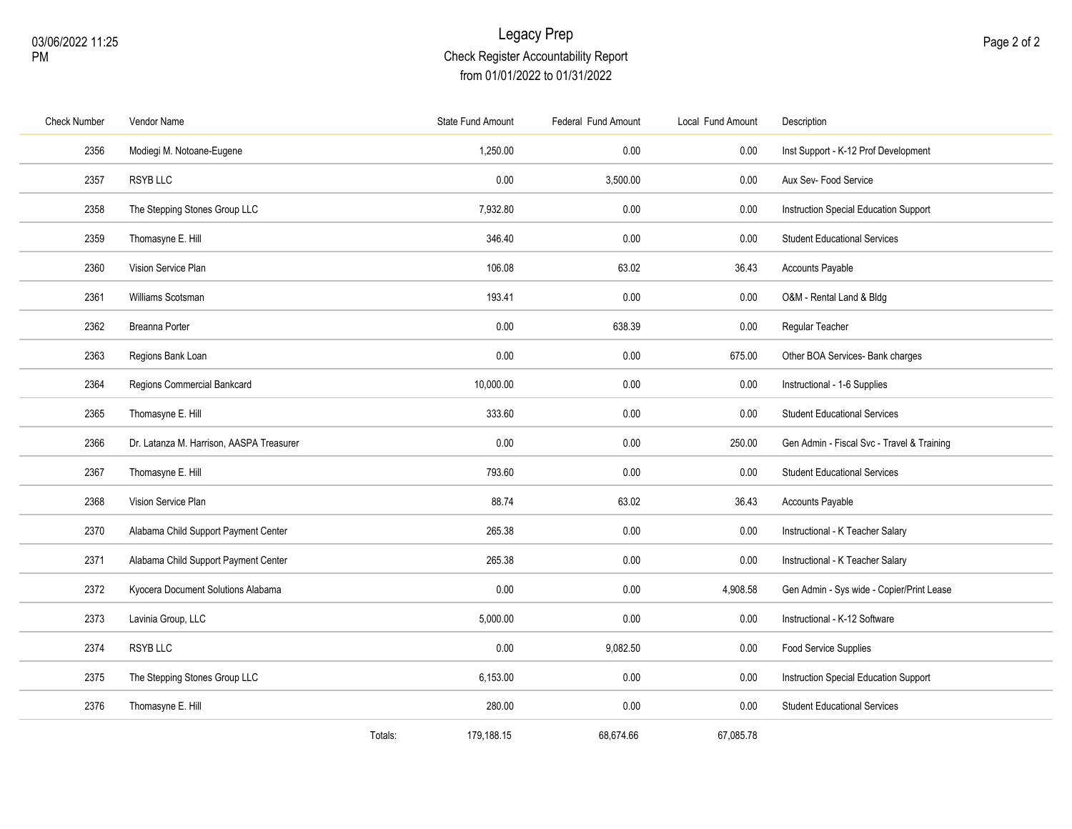# Legacy Prep

## Check Register Accountability Report

from 01/01/2022 to 01/31/2022

| Check Number | Vendor Name | State Fund Amount | Federal Fund Amount | Local Fund Amount | Description |
|---|---|---|---|---|---|
| 2356 | Modiegi M. Notoane-Eugene | 1,250.00 | 0.00 | 0.00 | Inst Support - K-12 Prof Development |
| 2357 | RSYB LLC | 0.00 | 3,500.00 | 0.00 | Aux Sev- Food Service |
| 2358 | The Stepping Stones Group LLC | 7,932.80 | 0.00 | 0.00 | Instruction Special Education Support |
| 2359 | Thomasyne E. Hill | 346.40 | 0.00 | 0.00 | Student Educational Services |
| 2360 | Vision Service Plan | 106.08 | 63.02 | 36.43 | Accounts Payable |
| 2361 | Williams Scotsman | 193.41 | 0.00 | 0.00 | O&M - Rental Land & Bldg |
| 2362 | Breanna Porter | 0.00 | 638.39 | 0.00 | Regular Teacher |
| 2363 | Regions Bank Loan | 0.00 | 0.00 | 675.00 | Other BOA Services- Bank charges |
| 2364 | Regions Commercial Bankcard | 10,000.00 | 0.00 | 0.00 | Instructional - 1-6 Supplies |
| 2365 | Thomasyne E. Hill | 333.60 | 0.00 | 0.00 | Student Educational Services |
| 2366 | Dr. Latanza M. Harrison, AASPA Treasurer | 0.00 | 0.00 | 250.00 | Gen Admin - Fiscal Svc - Travel & Training |
| 2367 | Thomasyne E. Hill | 793.60 | 0.00 | 0.00 | Student Educational Services |
| 2368 | Vision Service Plan | 88.74 | 63.02 | 36.43 | Accounts Payable |
| 2370 | Alabama Child Support Payment Center | 265.38 | 0.00 | 0.00 | Instructional - K Teacher Salary |
| 2371 | Alabama Child Support Payment Center | 265.38 | 0.00 | 0.00 | Instructional - K Teacher Salary |
| 2372 | Kyocera Document Solutions Alabama | 0.00 | 0.00 | 4,908.58 | Gen Admin - Sys wide - Copier/Print Lease |
| 2373 | Lavinia Group, LLC | 5,000.00 | 0.00 | 0.00 | Instructional - K-12 Software |
| 2374 | RSYB LLC | 0.00 | 9,082.50 | 0.00 | Food Service Supplies |
| 2375 | The Stepping Stones Group LLC | 6,153.00 | 0.00 | 0.00 | Instruction Special Education Support |
| 2376 | Thomasyne E. Hill | 280.00 | 0.00 | 0.00 | Student Educational Services |
| | Totals: | 179,188.15 | 68,674.66 | 67,085.78 | |